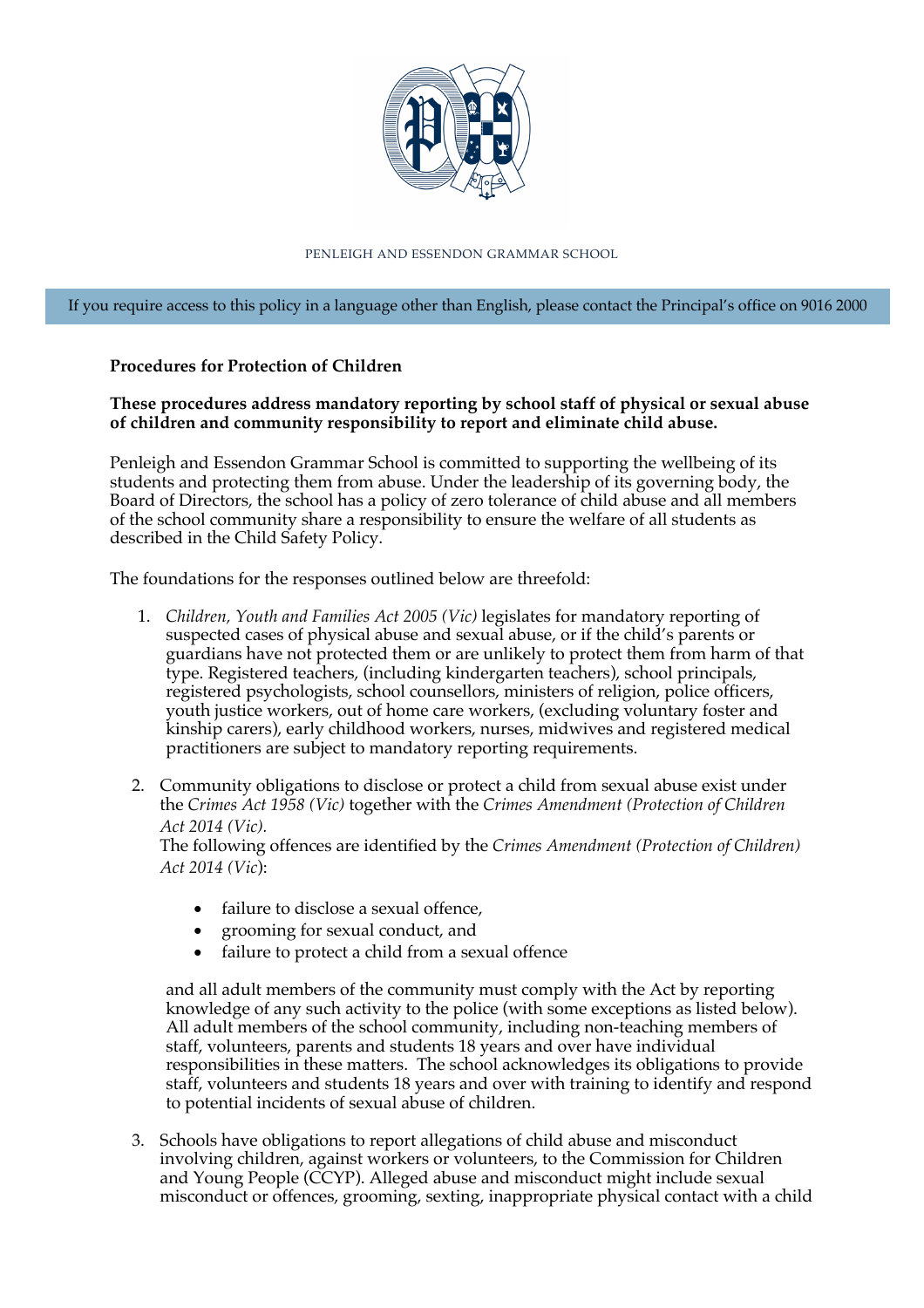PENLEIGH AND ESSENDON GRAMMAR SCHOOL

If you require access to this policy in a language other than English, please contact the Principal's office on 9016 2000

**Procedures for Protection of Children**

**These procedures address mandatory reporting by school staff of physical or sexual abuse of children and community responsibility to report and eliminate child abuse.**

Penleigh and Essendon Grammar School is committed to supporting the wellbeing of its students and protecting them from abuse. Under the leadership of its governing body, the Board of Directors, the school has a policy of zero tolerance of child abuse and all members of the school community share a responsibility to ensure the welfare of all students as described in the Child Safety Policy.

The foundations for the responses outlined below are threefold:

1. *Children, Youth and Families Act 2005 (Vic)* legislates for mandatory reporting of suspected cases of physical abuse and sexual abuse, or if the child's parents or guardians have not protected them or are unlikely to protect them from harm of that type. Registered teachers, (including kindergarten teachers), school principals, registered psychologists, school counsellors, ministers of religion, police officers, youth justice workers, out of home care workers, (excluding voluntary foster and kinship carers), early childhood workers, nurses, midwives and registered medical practitioners are subject to mandatory reporting requirements.

2. Community obligations to disclose or protect a child from sexual abuse exist under the *Crimes Act 1958 (Vic)* together with the *Crimes Amendment (Protection of Children Act 2014 (Vic).*
   The following offences are identified by the *Crimes Amendment (Protection of Children) Act 2014 (Vic)*:

   - failure to disclose a sexual offence,
   - grooming for sexual conduct, and
   - failure to protect a child from a sexual offence

   and all adult members of the community must comply with the Act by reporting knowledge of any such activity to the police (with some exceptions as listed below). All adult members of the school community, including non-teaching members of staff, volunteers, parents and students 18 years and over have individual responsibilities in these matters. The school acknowledges its obligations to provide staff, volunteers and students 18 years and over with training to identify and respond to potential incidents of sexual abuse of children.

3. Schools have obligations to report allegations of child abuse and misconduct involving children, against workers or volunteers, to the Commission for Children and Young People (CCYP). Alleged abuse and misconduct might include sexual misconduct or offences, grooming, sexting, inappropriate physical contact with a child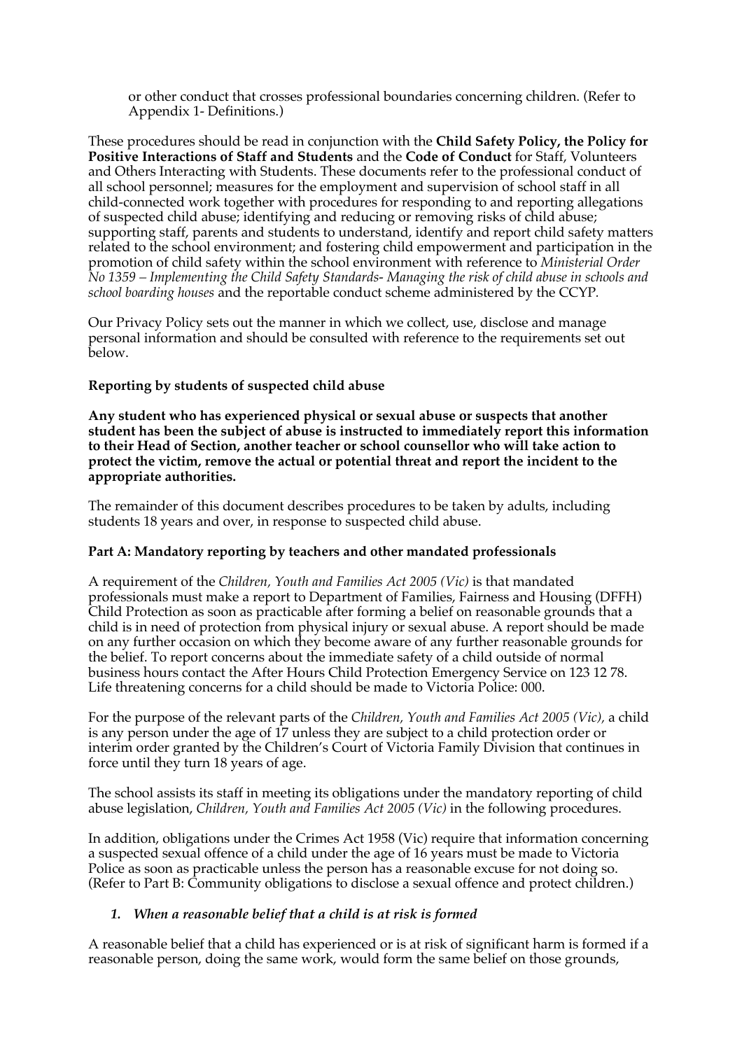or other conduct that crosses professional boundaries concerning children. (Refer to Appendix 1- Definitions.)

These procedures should be read in conjunction with the **Child Safety Policy, the Policy for Positive Interactions of Staff and Students** and the **Code of Conduct** for Staff, Volunteers and Others Interacting with Students. These documents refer to the professional conduct of all school personnel; measures for the employment and supervision of school staff in all child-connected work together with procedures for responding to and reporting allegations of suspected child abuse; identifying and reducing or removing risks of child abuse; supporting staff, parents and students to understand, identify and report child safety matters related to the school environment; and fostering child empowerment and participation in the promotion of child safety within the school environment with reference to *Ministerial Order No 1359 – Implementing the Child Safety Standards- Managing the risk of child abuse in schools and school boarding houses* and the reportable conduct scheme administered by the CCYP.

Our Privacy Policy sets out the manner in which we collect, use, disclose and manage personal information and should be consulted with reference to the requirements set out below.

**Reporting by students of suspected child abuse**

**Any student who has experienced physical or sexual abuse or suspects that another student has been the subject of abuse is instructed to immediately report this information to their Head of Section, another teacher or school counsellor who will take action to protect the victim, remove the actual or potential threat and report the incident to the appropriate authorities.**

The remainder of this document describes procedures to be taken by adults, including students 18 years and over, in response to suspected child abuse.

**Part A: Mandatory reporting by teachers and other mandated professionals**

A requirement of the *Children, Youth and Families Act 2005 (Vic)* is that mandated professionals must make a report to Department of Families, Fairness and Housing (DFFH) Child Protection as soon as practicable after forming a belief on reasonable grounds that a child is in need of protection from physical injury or sexual abuse. A report should be made on any further occasion on which they become aware of any further reasonable grounds for the belief. To report concerns about the immediate safety of a child outside of normal business hours contact the After Hours Child Protection Emergency Service on 123 12 78. Life threatening concerns for a child should be made to Victoria Police: 000.

For the purpose of the relevant parts of the *Children, Youth and Families Act 2005 (Vic),* a child is any person under the age of 17 unless they are subject to a child protection order or interim order granted by the Children's Court of Victoria Family Division that continues in force until they turn 18 years of age.

The school assists its staff in meeting its obligations under the mandatory reporting of child abuse legislation, *Children, Youth and Families Act 2005 (Vic)* in the following procedures.

In addition, obligations under the Crimes Act 1958 (Vic) require that information concerning a suspected sexual offence of a child under the age of 16 years must be made to Victoria Police as soon as practicable unless the person has a reasonable excuse for not doing so. (Refer to Part B: Community obligations to disclose a sexual offence and protect children.)

1. ***When a reasonable belief that a child is at risk is formed***

A reasonable belief that a child has experienced or is at risk of significant harm is formed if a reasonable person, doing the same work, would form the same belief on those grounds,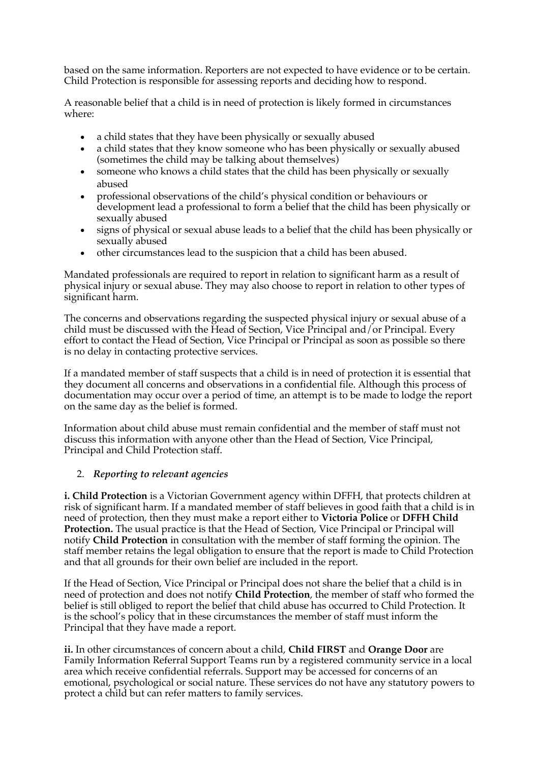based on the same information. Reporters are not expected to have evidence or to be certain. Child Protection is responsible for assessing reports and deciding how to respond.

A reasonable belief that a child is in need of protection is likely formed in circumstances where:

- a child states that they have been physically or sexually abused
- a child states that they know someone who has been physically or sexually abused (sometimes the child may be talking about themselves)
- someone who knows a child states that the child has been physically or sexually abused
- professional observations of the child's physical condition or behaviours or development lead a professional to form a belief that the child has been physically or sexually abused
- signs of physical or sexual abuse leads to a belief that the child has been physically or sexually abused
- other circumstances lead to the suspicion that a child has been abused.

Mandated professionals are required to report in relation to significant harm as a result of physical injury or sexual abuse. They may also choose to report in relation to other types of significant harm.

The concerns and observations regarding the suspected physical injury or sexual abuse of a child must be discussed with the Head of Section, Vice Principal and/or Principal. Every effort to contact the Head of Section, Vice Principal or Principal as soon as possible so there is no delay in contacting protective services.

If a mandated member of staff suspects that a child is in need of protection it is essential that they document all concerns and observations in a confidential file. Although this process of documentation may occur over a period of time, an attempt is to be made to lodge the report on the same day as the belief is formed.

Information about child abuse must remain confidential and the member of staff must not discuss this information with anyone other than the Head of Section, Vice Principal, Principal and Child Protection staff.

2. ***Reporting to relevant agencies***

**i. Child Protection** is a Victorian Government agency within DFFH, that protects children at risk of significant harm. If a mandated member of staff believes in good faith that a child is in need of protection, then they must make a report either to **Victoria Police** or **DFFH Child Protection.** The usual practice is that the Head of Section, Vice Principal or Principal will notify **Child Protection** in consultation with the member of staff forming the opinion. The staff member retains the legal obligation to ensure that the report is made to Child Protection and that all grounds for their own belief are included in the report.

If the Head of Section, Vice Principal or Principal does not share the belief that a child is in need of protection and does not notify **Child Protection**, the member of staff who formed the belief is still obliged to report the belief that child abuse has occurred to Child Protection. It is the school's policy that in these circumstances the member of staff must inform the Principal that they have made a report.

**ii.** In other circumstances of concern about a child, **Child FIRST** and **Orange Door** are Family Information Referral Support Teams run by a registered community service in a local area which receive confidential referrals. Support may be accessed for concerns of an emotional, psychological or social nature. These services do not have any statutory powers to protect a child but can refer matters to family services.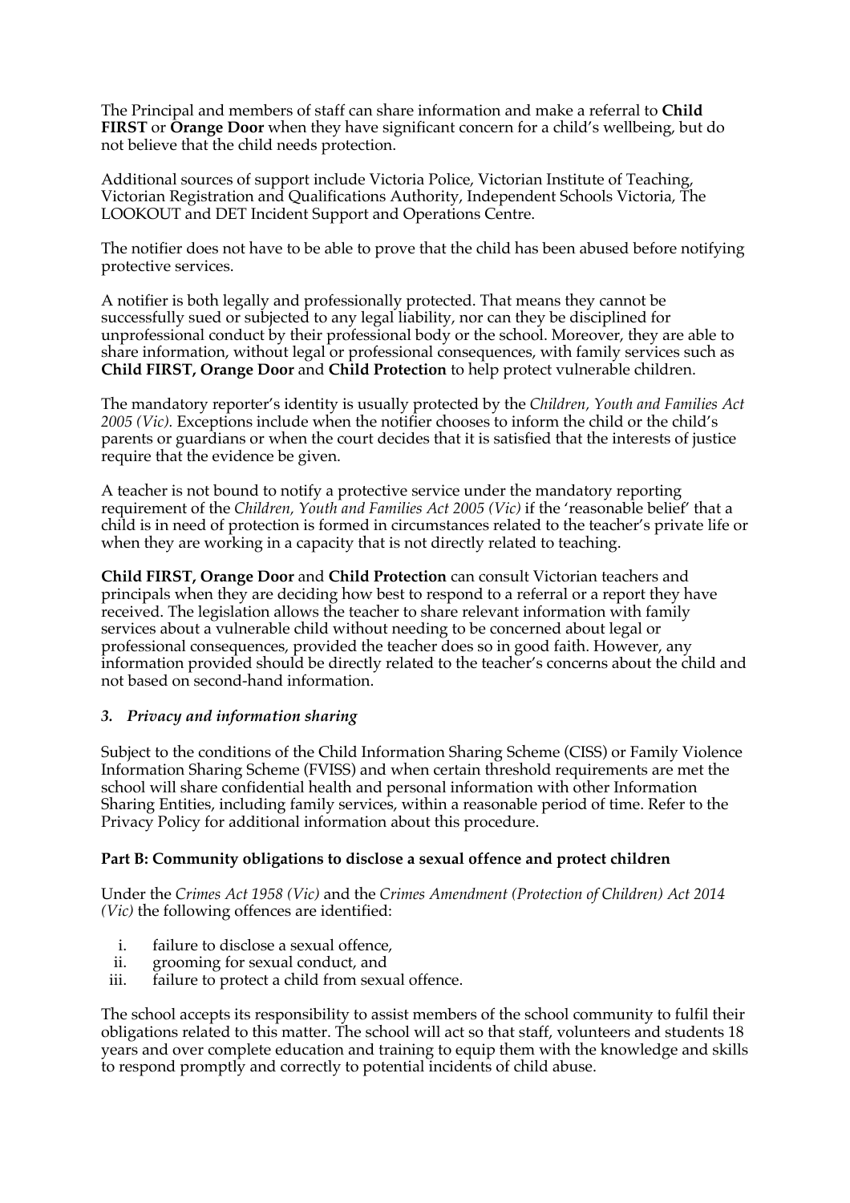The Principal and members of staff can share information and make a referral to **Child FIRST** or **Orange Door** when they have significant concern for a child's wellbeing, but do not believe that the child needs protection.

Additional sources of support include Victoria Police, Victorian Institute of Teaching, Victorian Registration and Qualifications Authority, Independent Schools Victoria, The LOOKOUT and DET Incident Support and Operations Centre.

The notifier does not have to be able to prove that the child has been abused before notifying protective services.

A notifier is both legally and professionally protected. That means they cannot be successfully sued or subjected to any legal liability, nor can they be disciplined for unprofessional conduct by their professional body or the school. Moreover, they are able to share information, without legal or professional consequences, with family services such as **Child FIRST, Orange Door** and **Child Protection** to help protect vulnerable children.

The mandatory reporter's identity is usually protected by the *Children, Youth and Families Act 2005 (Vic).* Exceptions include when the notifier chooses to inform the child or the child's parents or guardians or when the court decides that it is satisfied that the interests of justice require that the evidence be given.

A teacher is not bound to notify a protective service under the mandatory reporting requirement of the *Children, Youth and Families Act 2005 (Vic)* if the 'reasonable belief' that a child is in need of protection is formed in circumstances related to the teacher's private life or when they are working in a capacity that is not directly related to teaching.

**Child FIRST, Orange Door** and **Child Protection** can consult Victorian teachers and principals when they are deciding how best to respond to a referral or a report they have received. The legislation allows the teacher to share relevant information with family services about a vulnerable child without needing to be concerned about legal or professional consequences, provided the teacher does so in good faith. However, any information provided should be directly related to the teacher's concerns about the child and not based on second-hand information.

### *3. Privacy and information sharing*

Subject to the conditions of the Child Information Sharing Scheme (CISS) or Family Violence Information Sharing Scheme (FVISS) and when certain threshold requirements are met the school will share confidential health and personal information with other Information Sharing Entities, including family services, within a reasonable period of time. Refer to the Privacy Policy for additional information about this procedure.

### **Part B: Community obligations to disclose a sexual offence and protect children**

Under the *Crimes Act 1958 (Vic)* and the *Crimes Amendment (Protection of Children) Act 2014 (Vic)* the following offences are identified:

i. failure to disclose a sexual offence,
ii. grooming for sexual conduct, and
iii. failure to protect a child from sexual offence.

The school accepts its responsibility to assist members of the school community to fulfil their obligations related to this matter. The school will act so that staff, volunteers and students 18 years and over complete education and training to equip them with the knowledge and skills to respond promptly and correctly to potential incidents of child abuse.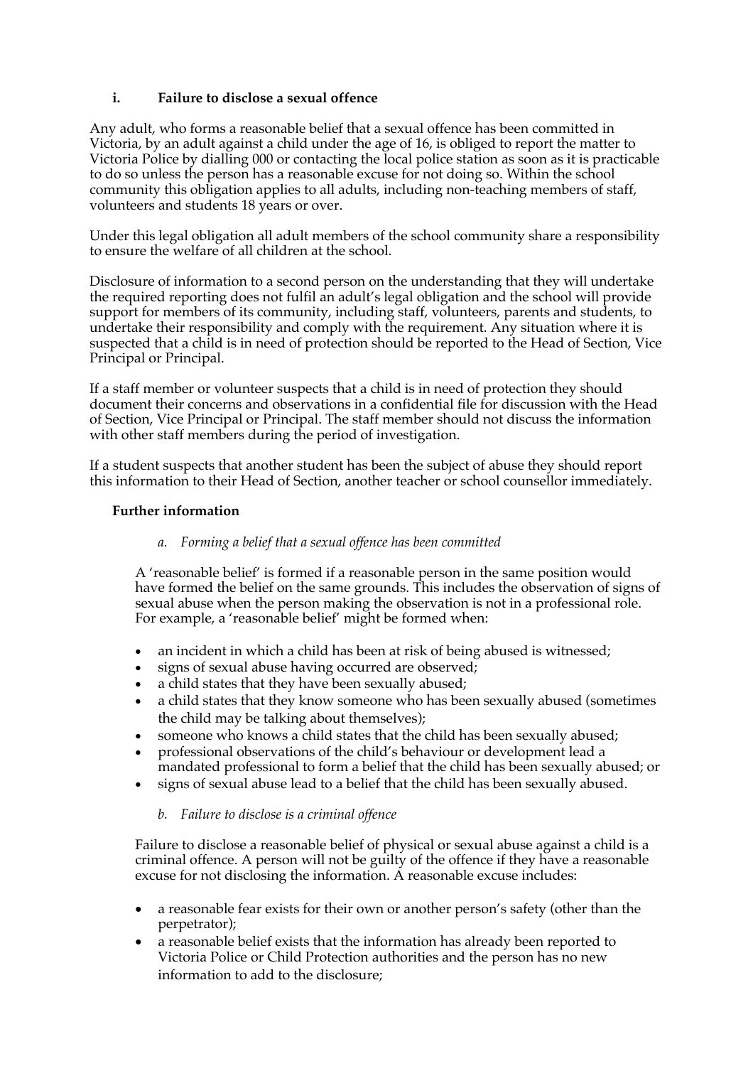### i. Failure to disclose a sexual offence

Any adult, who forms a reasonable belief that a sexual offence has been committed in Victoria, by an adult against a child under the age of 16, is obliged to report the matter to Victoria Police by dialling 000 or contacting the local police station as soon as it is practicable to do so unless the person has a reasonable excuse for not doing so. Within the school community this obligation applies to all adults, including non-teaching members of staff, volunteers and students 18 years or over.

Under this legal obligation all adult members of the school community share a responsibility to ensure the welfare of all children at the school.

Disclosure of information to a second person on the understanding that they will undertake the required reporting does not fulfil an adult's legal obligation and the school will provide support for members of its community, including staff, volunteers, parents and students, to undertake their responsibility and comply with the requirement. Any situation where it is suspected that a child is in need of protection should be reported to the Head of Section, Vice Principal or Principal.

If a staff member or volunteer suspects that a child is in need of protection they should document their concerns and observations in a confidential file for discussion with the Head of Section, Vice Principal or Principal. The staff member should not discuss the information with other staff members during the period of investigation.

If a student suspects that another student has been the subject of abuse they should report this information to their Head of Section, another teacher or school counsellor immediately.

**Further information**

*a. Forming a belief that a sexual offence has been committed*

A 'reasonable belief' is formed if a reasonable person in the same position would have formed the belief on the same grounds. This includes the observation of signs of sexual abuse when the person making the observation is not in a professional role. For example, a 'reasonable belief' might be formed when:

- an incident in which a child has been at risk of being abused is witnessed;
- signs of sexual abuse having occurred are observed;
- a child states that they have been sexually abused;
- a child states that they know someone who has been sexually abused (sometimes the child may be talking about themselves);
- someone who knows a child states that the child has been sexually abused;
- professional observations of the child's behaviour or development lead a mandated professional to form a belief that the child has been sexually abused; or
- signs of sexual abuse lead to a belief that the child has been sexually abused.

*b. Failure to disclose is a criminal offence*

Failure to disclose a reasonable belief of physical or sexual abuse against a child is a criminal offence. A person will not be guilty of the offence if they have a reasonable excuse for not disclosing the information. A reasonable excuse includes:

- a reasonable fear exists for their own or another person's safety (other than the perpetrator);
- a reasonable belief exists that the information has already been reported to Victoria Police or Child Protection authorities and the person has no new information to add to the disclosure;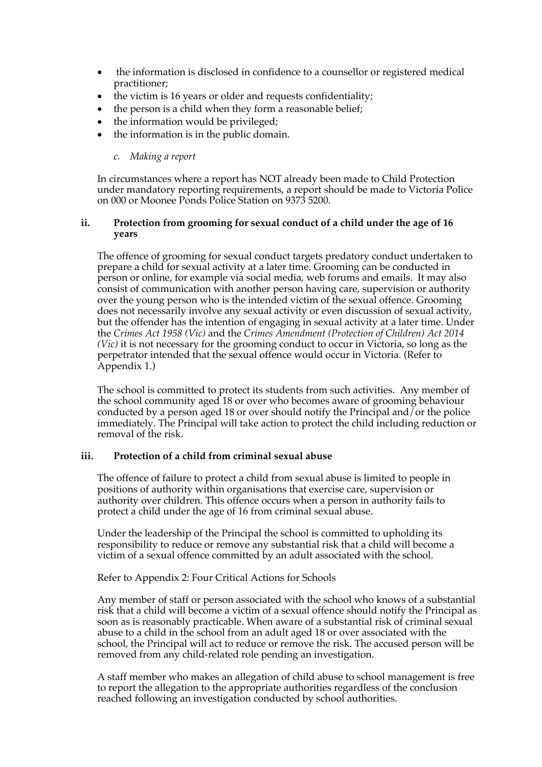- the information is disclosed in confidence to a counsellor or registered medical practitioner;
- the victim is 16 years or older and requests confidentiality;
- the person is a child when they form a reasonable belief;
- the information would be privileged;
- the information is in the public domain.

*c. Making a report*

In circumstances where a report has NOT already been made to Child Protection under mandatory reporting requirements, a report should be made to Victoria Police on 000 or Moonee Ponds Police Station on 9373 5200.

### ii. Protection from grooming for sexual conduct of a child under the age of 16 years

The offence of grooming for sexual conduct targets predatory conduct undertaken to prepare a child for sexual activity at a later time. Grooming can be conducted in person or online, for example via social media, web forums and emails. It may also consist of communication with another person having care, supervision or authority over the young person who is the intended victim of the sexual offence. Grooming does not necessarily involve any sexual activity or even discussion of sexual activity, but the offender has the intention of engaging in sexual activity at a later time. Under the *Crimes Act 1958 (Vic)* and the *Crimes Amendment (Protection of Children) Act 2014 (Vic)* it is not necessary for the grooming conduct to occur in Victoria, so long as the perpetrator intended that the sexual offence would occur in Victoria. (Refer to Appendix 1.)

The school is committed to protect its students from such activities. Any member of the school community aged 18 or over who becomes aware of grooming behaviour conducted by a person aged 18 or over should notify the Principal and/or the police immediately. The Principal will take action to protect the child including reduction or removal of the risk.

### iii. Protection of a child from criminal sexual abuse

The offence of failure to protect a child from sexual abuse is limited to people in positions of authority within organisations that exercise care, supervision or authority over children. This offence occurs when a person in authority fails to protect a child under the age of 16 from criminal sexual abuse.

Under the leadership of the Principal the school is committed to upholding its responsibility to reduce or remove any substantial risk that a child will become a victim of a sexual offence committed by an adult associated with the school.

Refer to Appendix 2: Four Critical Actions for Schools

Any member of staff or person associated with the school who knows of a substantial risk that a child will become a victim of a sexual offence should notify the Principal as soon as is reasonably practicable. When aware of a substantial risk of criminal sexual abuse to a child in the school from an adult aged 18 or over associated with the school, the Principal will act to reduce or remove the risk. The accused person will be removed from any child-related role pending an investigation.

A staff member who makes an allegation of child abuse to school management is free to report the allegation to the appropriate authorities regardless of the conclusion reached following an investigation conducted by school authorities.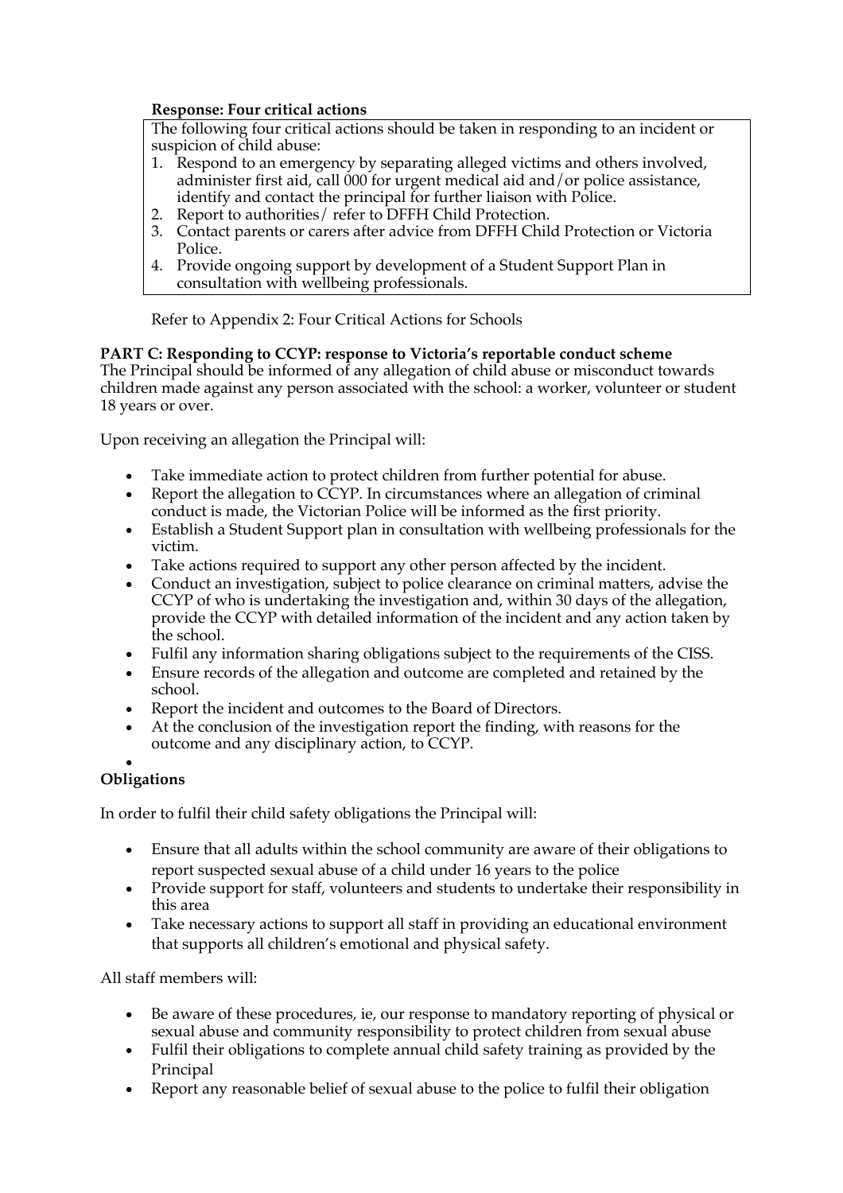**Response: Four critical actions**

The following four critical actions should be taken in responding to an incident or suspicion of child abuse:

1. Respond to an emergency by separating alleged victims and others involved, administer first aid, call 000 for urgent medical aid and/or police assistance, identify and contact the principal for further liaison with Police.
2. Report to authorities/ refer to DFFH Child Protection.
3. Contact parents or carers after advice from DFFH Child Protection or Victoria Police.
4. Provide ongoing support by development of a Student Support Plan in consultation with wellbeing professionals.

Refer to Appendix 2: Four Critical Actions for Schools

**PART C: Responding to CCYP: response to Victoria's reportable conduct scheme**

The Principal should be informed of any allegation of child abuse or misconduct towards children made against any person associated with the school: a worker, volunteer or student 18 years or over.

Upon receiving an allegation the Principal will:

- Take immediate action to protect children from further potential for abuse.
- Report the allegation to CCYP. In circumstances where an allegation of criminal conduct is made, the Victorian Police will be informed as the first priority.
- Establish a Student Support plan in consultation with wellbeing professionals for the victim.
- Take actions required to support any other person affected by the incident.
- Conduct an investigation, subject to police clearance on criminal matters, advise the CCYP of who is undertaking the investigation and, within 30 days of the allegation, provide the CCYP with detailed information of the incident and any action taken by the school.
- Fulfil any information sharing obligations subject to the requirements of the CISS.
- Ensure records of the allegation and outcome are completed and retained by the school.
- Report the incident and outcomes to the Board of Directors.
- At the conclusion of the investigation report the finding, with reasons for the outcome and any disciplinary action, to CCYP.

**Obligations**

In order to fulfil their child safety obligations the Principal will:

- Ensure that all adults within the school community are aware of their obligations to report suspected sexual abuse of a child under 16 years to the police
- Provide support for staff, volunteers and students to undertake their responsibility in this area
- Take necessary actions to support all staff in providing an educational environment that supports all children's emotional and physical safety.

All staff members will:

- Be aware of these procedures, ie, our response to mandatory reporting of physical or sexual abuse and community responsibility to protect children from sexual abuse
- Fulfil their obligations to complete annual child safety training as provided by the Principal
- Report any reasonable belief of sexual abuse to the police to fulfil their obligation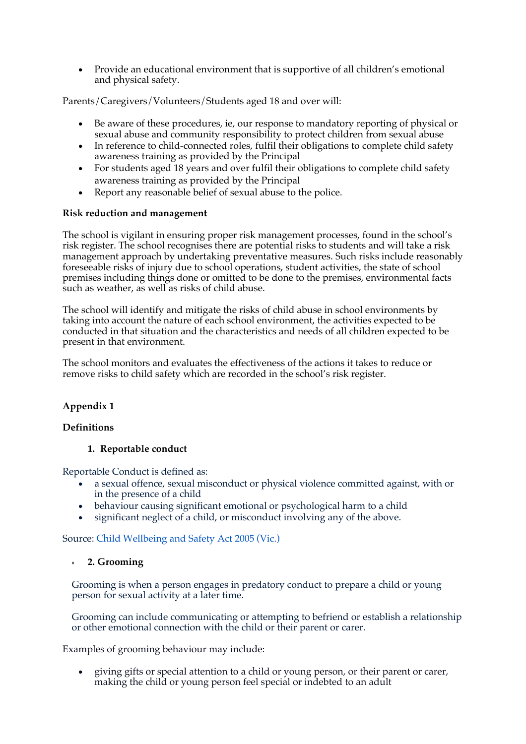- Provide an educational environment that is supportive of all children's emotional and physical safety.

Parents/Caregivers/Volunteers/Students aged 18 and over will:

- Be aware of these procedures, ie, our response to mandatory reporting of physical or sexual abuse and community responsibility to protect children from sexual abuse
- In reference to child-connected roles, fulfil their obligations to complete child safety awareness training as provided by the Principal
- For students aged 18 years and over fulfil their obligations to complete child safety awareness training as provided by the Principal
- Report any reasonable belief of sexual abuse to the police.

**Risk reduction and management**

The school is vigilant in ensuring proper risk management processes, found in the school's risk register. The school recognises there are potential risks to students and will take a risk management approach by undertaking preventative measures. Such risks include reasonably foreseeable risks of injury due to school operations, student activities, the state of school premises including things done or omitted to be done to the premises, environmental facts such as weather, as well as risks of child abuse.

The school will identify and mitigate the risks of child abuse in school environments by taking into account the nature of each school environment, the activities expected to be conducted in that situation and the characteristics and needs of all children expected to be present in that environment.

The school monitors and evaluates the effectiveness of the actions it takes to reduce or remove risks to child safety which are recorded in the school's risk register.

**Appendix 1**

**Definitions**

1. **Reportable conduct**

Reportable Conduct is defined as:

- a sexual offence, sexual misconduct or physical violence committed against, with or in the presence of a child
- behaviour causing significant emotional or psychological harm to a child
- significant neglect of a child, or misconduct involving any of the above.

Source: Child Wellbeing and Safety Act 2005 (Vic.)

- **2. Grooming**

Grooming is when a person engages in predatory conduct to prepare a child or young person for sexual activity at a later time.

Grooming can include communicating or attempting to befriend or establish a relationship or other emotional connection with the child or their parent or carer.

Examples of grooming behaviour may include:

- giving gifts or special attention to a child or young person, or their parent or carer, making the child or young person feel special or indebted to an adult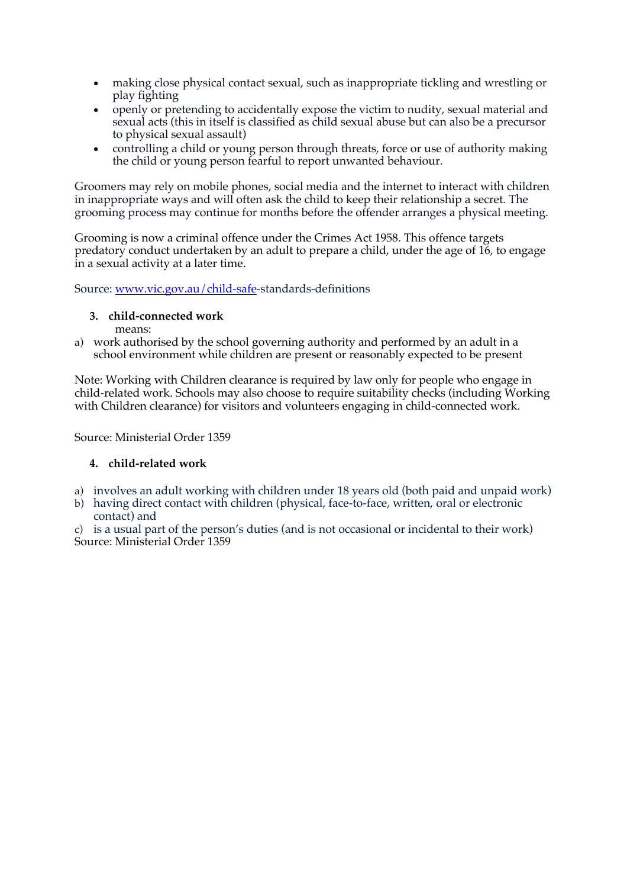- making close physical contact sexual, such as inappropriate tickling and wrestling or play fighting
- openly or pretending to accidentally expose the victim to nudity, sexual material and sexual acts (this in itself is classified as child sexual abuse but can also be a precursor to physical sexual assault)
- controlling a child or young person through threats, force or use of authority making the child or young person fearful to report unwanted behaviour.

Groomers may rely on mobile phones, social media and the internet to interact with children in inappropriate ways and will often ask the child to keep their relationship a secret. The grooming process may continue for months before the offender arranges a physical meeting.

Grooming is now a criminal offence under the Crimes Act 1958. This offence targets predatory conduct undertaken by an adult to prepare a child, under the age of 16, to engage in a sexual activity at a later time.

Source: [www.vic.gov.au/child-safe](www.vic.gov.au/child-safe)-standards-definitions

3. **child-connected work**

   means:

a) work authorised by the school governing authority and performed by an adult in a school environment while children are present or reasonably expected to be present

Note: Working with Children clearance is required by law only for people who engage in child-related work. Schools may also choose to require suitability checks (including Working with Children clearance) for visitors and volunteers engaging in child-connected work.

Source: Ministerial Order 1359

4. **child-related work**

a) involves an adult working with children under 18 years old (both paid and unpaid work)
b) having direct contact with children (physical, face-to-face, written, oral or electronic contact) and
c) is a usual part of the person's duties (and is not occasional or incidental to their work)

Source: Ministerial Order 1359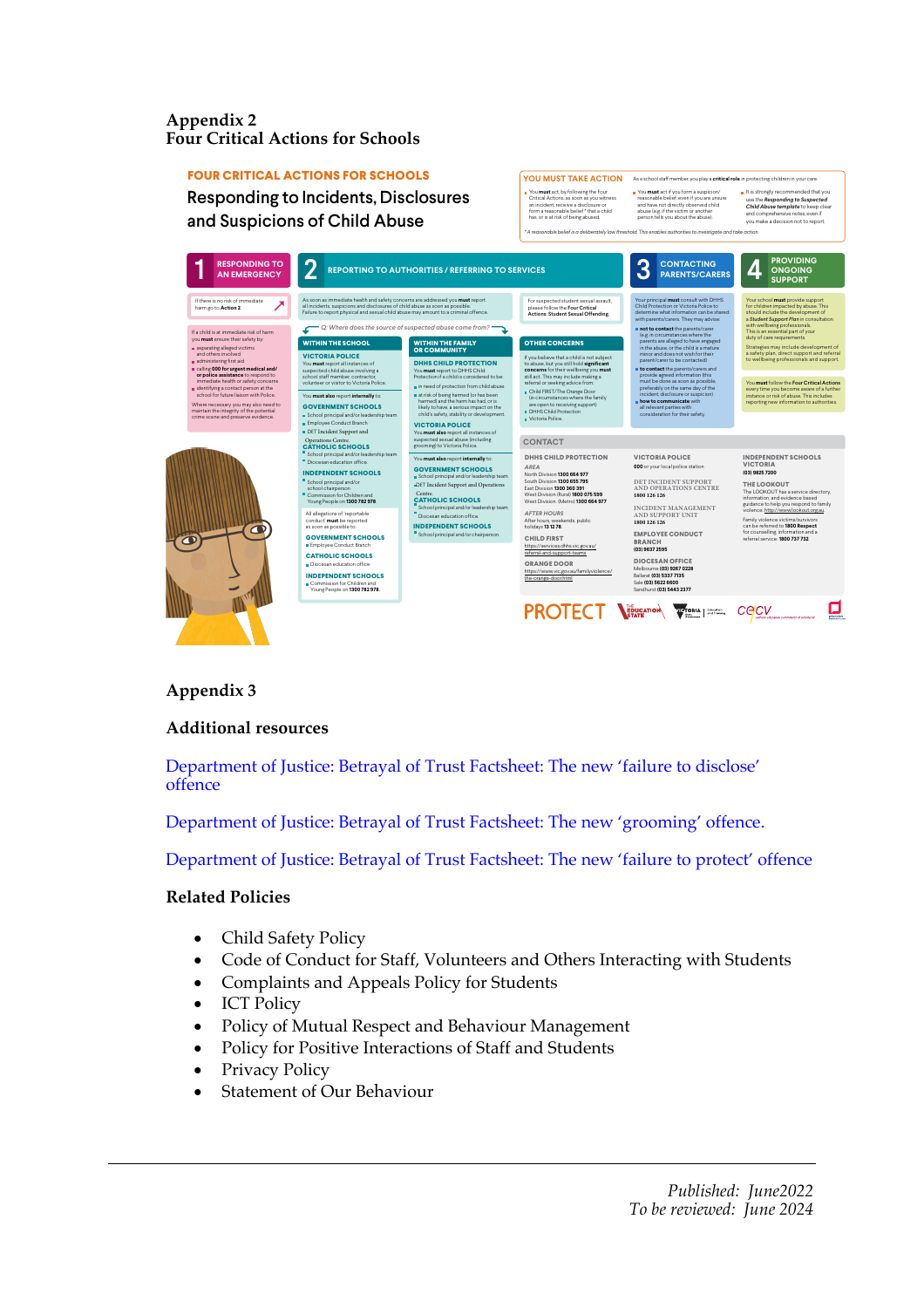# Appendix 2
## Four Critical Actions for Schools

**FOUR CRITICAL ACTIONS FOR SCHOOLS**

**Responding to Incidents, Disclosures and Suspicions of Child Abuse**

**YOU MUST TAKE ACTION** As a school staff member you play a **critical role** in protecting children in your care.

- You **must** act, by following the Four Critical Actions, as soon as you witness an incident, receive a disclosure or form a reasonable belief* that a child has, or is at risk of being abused.
- You **must** act if you form a suspicion/reasonable belief, even if you are unsure and have not directly observed child abuse (e.g. if the victim or another person tells you about the abuse).
- It is strongly recommended that you use the *Responding to Suspected Child Abuse template* to keep clear and comprehensive notes, even if you make a decision not to report.

*A reasonable belief is a deliberately low threshold. This enables authorities to investigate and take action.

**1 RESPONDING TO AN EMERGENCY**

If there is no risk of immediate harm go to **Action 2**.

If a child is at immediate risk of harm you **must** ensure their safety by:

- separating alleged victims and others involved
- administering first aid
- calling **000 for urgent medical and/or police assistance** to respond to immediate health or safety concerns
- identifying a contact person at the school for future liaison with Police.

Where necessary you may also need to maintain the integrity of the potential crime scene and preserve evidence.

**2 REPORTING TO AUTHORITIES / REFERRING TO SERVICES**

As soon as immediate health and safety concerns are addressed you **must** report all incidents, suspicions and disclosures of child abuse as soon as possible. Failure to report physical and sexual child abuse may amount to a criminal offence.

For suspected student sexual assault, please follow the **Four Critical Actions: Student Sexual Offending**.

Q: Where does the source of suspected abuse come from?

**WITHIN THE SCHOOL**

**VICTORIA POLICE**
You **must** report all instances of suspected child abuse involving a school staff member, contractor, volunteer or visitor to Victoria Police.

You **must also** report **internally** to:

**GOVERNMENT SCHOOLS**
- School principal and/or leadership team
- Employee Conduct Branch
- DET Incident Support and Operations Centre.

**CATHOLIC SCHOOLS**
- School principal and/or leadership team
- Diocesan education office.

**INDEPENDENT SCHOOLS**
- School principal and/or school chairperson
- Commission for Children and Young People on 1300 782 978

All allegations of 'reportable conduct' **must** be reported as soon as possible to:

**GOVERNMENT SCHOOLS**
- Employee Conduct Branch

**CATHOLIC SCHOOLS**
- Diocesan education office

**INDEPENDENT SCHOOLS**
- Commission for Children and Young People on 1300 782 978.

**WITHIN THE FAMILY OR COMMUNITY**

**DHHS CHILD PROTECTION**
You **must** report to DHHS Child Protection if a child is considered to be:
- in need of protection from child abuse
- at risk of being harmed (or has been harmed) and the harm has had, or is likely to have, a serious impact on the child's safety, stability or development.

**VICTORIA POLICE**
You **must also** report all instances of suspected sexual abuse (including grooming) to Victoria Police.

You **must also** report **internally** to:

**GOVERNMENT SCHOOLS**
- School principal and/or leadership team
- DET Incident Support and Operations Centre

**CATHOLIC SCHOOLS**
- School principal and/or leadership team
- Diocesan education office.

**INDEPENDENT SCHOOLS**
- School principal and/or chairperson.

**OTHER CONCERNS**

If you believe that a child is not subject to abuse, but you still hold **significant concerns** for their wellbeing you **must** still act. This may include making a referral or seeking advice from:
- Child FIRST/The Orange Door (in circumstances where the family are open to receiving support)
- DHHS Child Protection
- Victoria Police.

**3 CONTACTING PARENTS/CARERS**

Your principal **must** consult with DHHS Child Protection or Victoria Police to determine what information can be shared with parents/carers. They may advise:
- **not to contact** the parents/carer (e.g. in circumstances where the parents are alleged to have engaged in the abuse, or the child is a mature minor and does not wish for their parent/carer to be contacted)
- **to contact** the parents/carers and provide agreed information (this must be done as soon as possible, preferably on the same day of the incident, disclosure or suspicion)
- **how to communicate** with all relevant parties with consideration for their safety.

**4 PROVIDING ONGOING SUPPORT**

Your school **must** provide support for children impacted by abuse. This should include the development of a *Student Support Plan* in consultation with wellbeing professionals. This is an essential part of your duty of care requirements.

Strategies may include development of a safety plan, direct support and referral to wellbeing professionals and support.

You **must** follow the **Four Critical Actions** every time you become aware of a further instance of abuse. This includes reporting new information to authorities.

**CONTACT**

**DHHS CHILD PROTECTION**
*AREA*
North Division 1300 664 977
South Division 1300 655 795
East Division 1300 360 391
West Division (Rural) 1800 075 599
West Division (Metro) 1300 664 977

*AFTER HOURS*
After hours, weekends, public holidays 13 12 78

**CHILD FIRST**
https://services.dhhs.vic.gov.au/referral-and-support-teams

**ORANGE DOOR**
https://www.vic.gov.au/familyviolence/the-orange-door.html

**VICTORIA POLICE**
000 or your local police station

**DET INCIDENT SUPPORT AND OPERATIONS CENTRE**
1800 126 126

**INCIDENT MANAGEMENT AND SUPPORT UNIT**
1800 126 126

**EMPLOYEE CONDUCT BRANCH**
(03) 9637 2595

**DIOCESAN OFFICE**
Melbourne (03) 9267 0228
Ballarat (03) 5337 7135
Sale (03) 5622 6600
Sandhurst (03) 5443 2377

**INDEPENDENT SCHOOLS VICTORIA**
(03) 9825 7200

**THE LOOKOUT**
The LOOKOUT has a service directory, information, and evidence based guidance to help you respond to family violence: http://www.lookout.org.au

Family violence victims/survivors can be referred to 1800 Respect for counselling, information and a referral service: 1800 737 732

# Appendix 3

## Additional resources

Department of Justice: Betrayal of Trust Factsheet: The new 'failure to disclose' offence

Department of Justice: Betrayal of Trust Factsheet: The new 'grooming' offence.

Department of Justice: Betrayal of Trust Factsheet: The new 'failure to protect' offence

## Related Policies

- Child Safety Policy
- Code of Conduct for Staff, Volunteers and Others Interacting with Students
- Complaints and Appeals Policy for Students
- ICT Policy
- Policy of Mutual Respect and Behaviour Management
- Policy for Positive Interactions of Staff and Students
- Privacy Policy
- Statement of Our Behaviour

*Published: June2022*
*To be reviewed: June 2024*